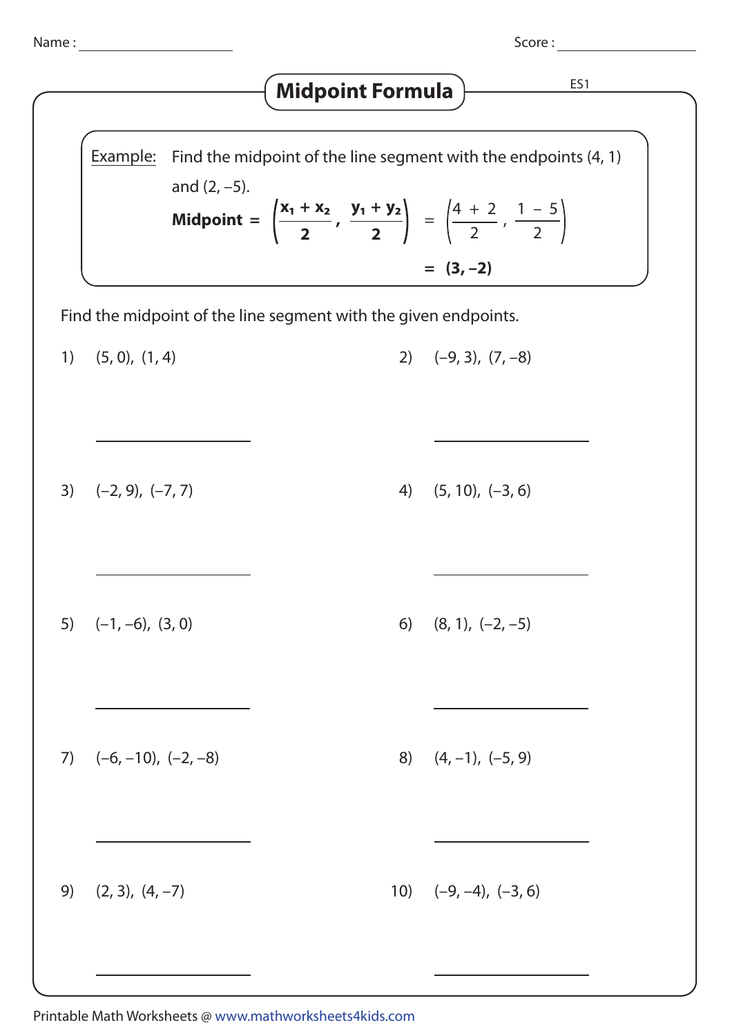Name : ____________________ Score : ____________________

# Midpoint Formula

ES1

Example: Find the midpoint of the line segment with the endpoints (4, 1) and (2, –5).

$$\textbf{Midpoint} = \left(\frac{x_1 + x_2}{2}, \frac{y_1 + y_2}{2}\right) = \left(\frac{4 + 2}{2}, \frac{1 - 5}{2}\right)$$

$$= \mathbf{(3, -2)}$$

Find the midpoint of the line segment with the given endpoints.

1) (5, 0), (1, 4)

____________________

2) (–9, 3), (7, –8)

____________________

3) (–2, 9), (–7, 7)

____________________

4) (5, 10), (–3, 6)

____________________

5) (–1, –6), (3, 0)

____________________

6) (8, 1), (–2, –5)

____________________

7) (–6, –10), (–2, –8)

____________________

8) (4, –1), (–5, 9)

____________________

9) (2, 3), (4, –7)

____________________

10) (–9, –4), (–3, 6)

____________________

Printable Math Worksheets @ www.mathworksheets4kids.com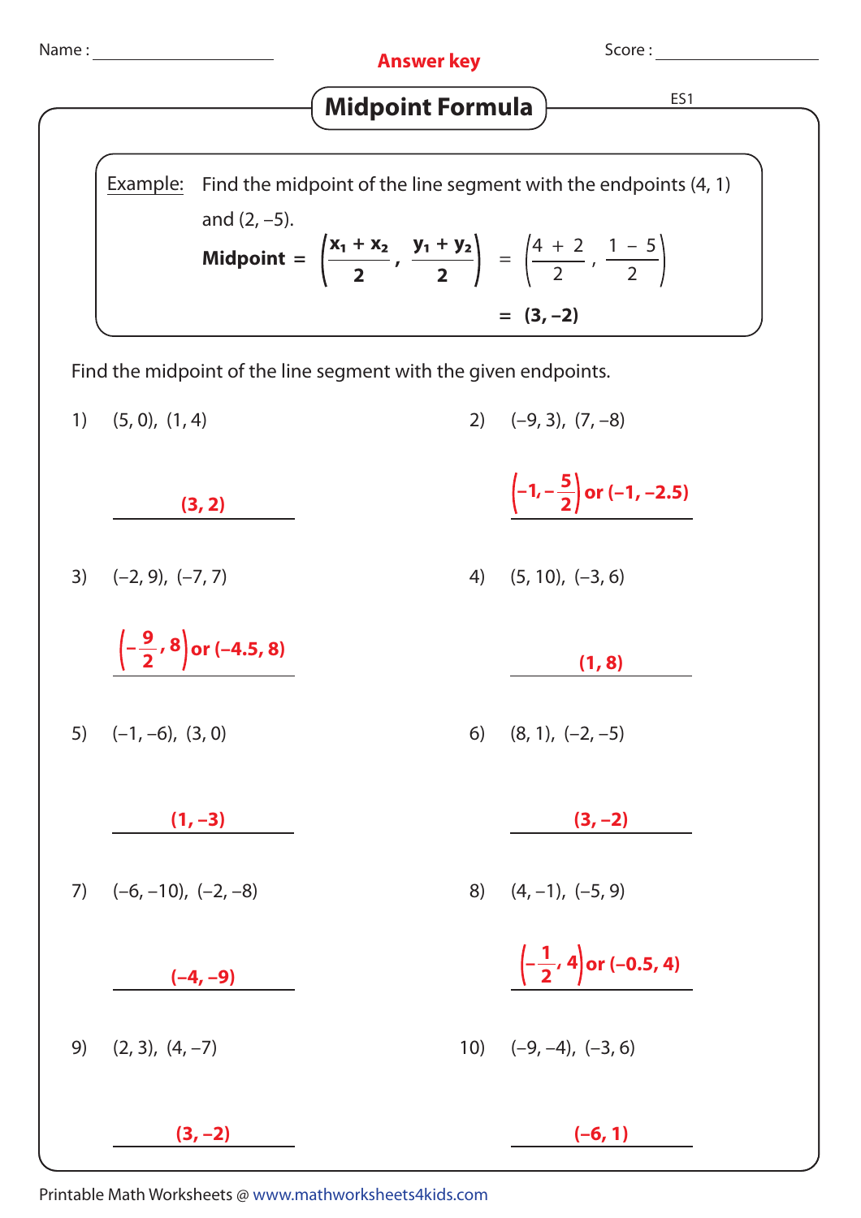Name : ____________________ **Answer key** Score : ____________________

# Midpoint Formula

ES1

**Example:** Find the midpoint of the line segment with the endpoints (4, 1) and (2, –5).

$$\textbf{Midpoint} = \left(\frac{x_1 + x_2}{2}, \frac{y_1 + y_2}{2}\right) = \left(\frac{4 + 2}{2}, \frac{1 - 5}{2}\right)$$

$$= (3, -2)$$

Find the midpoint of the line segment with the given endpoints.

1) (5, 0), (1, 4)

**(3, 2)**

2) (–9, 3), (7, –8)

$\left(-1, -\frac{5}{2}\right)$ **or (–1, –2.5)**

3) (–2, 9), (–7, 7)

$\left(-\frac{9}{2}, 8\right)$ **or (–4.5, 8)**

4) (5, 10), (–3, 6)

**(1, 8)**

5) (–1, –6), (3, 0)

**(1, –3)**

6) (8, 1), (–2, –5)

**(3, –2)**

7) (–6, –10), (–2, –8)

**(–4, –9)**

8) (4, –1), (–5, 9)

$\left(-\frac{1}{2}, 4\right)$ **or (–0.5, 4)**

9) (2, 3), (4, –7)

**(3, –2)**

10) (–9, –4), (–3, 6)

**(–6, 1)**

Printable Math Worksheets @ www.mathworksheets4kids.com